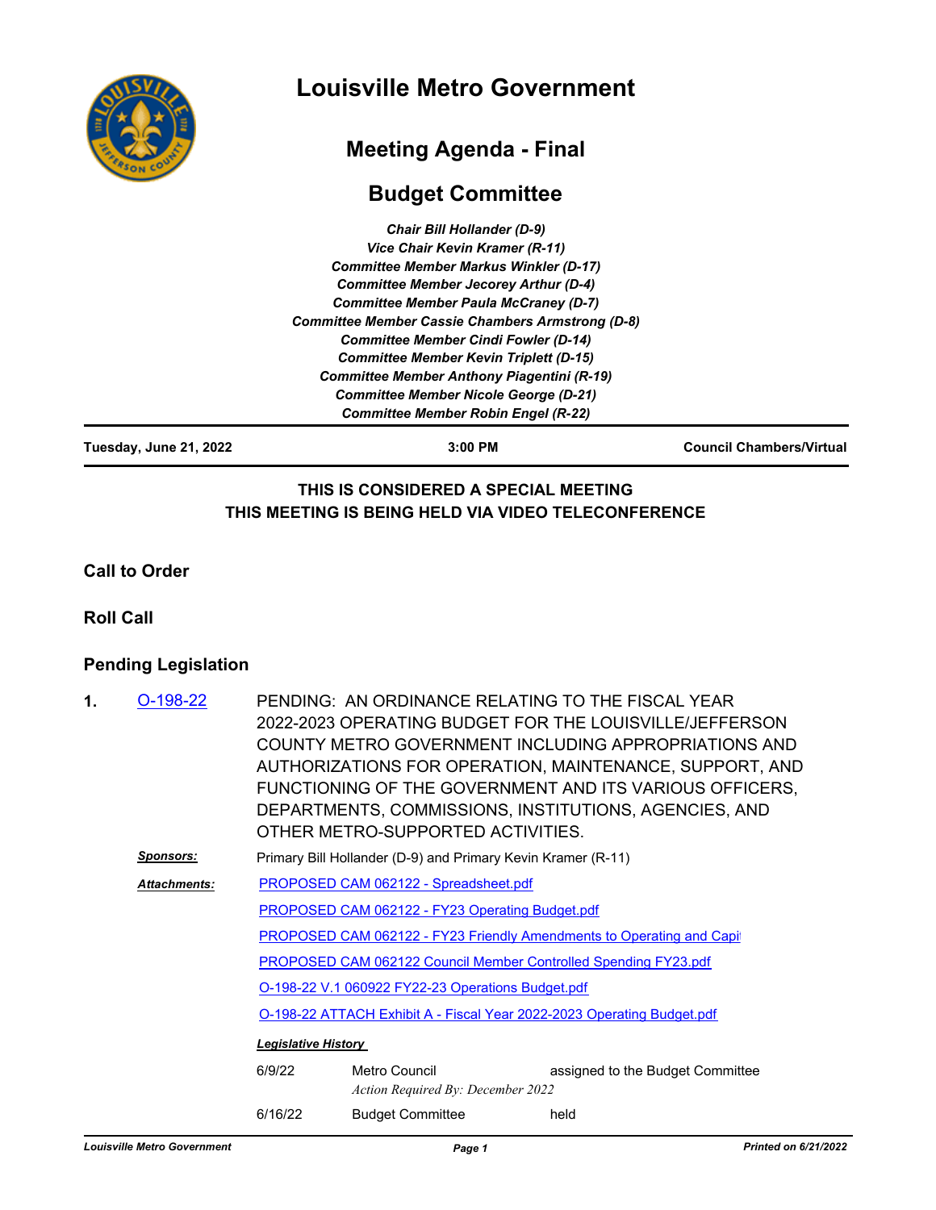# Louisville Metro Government

## Meeting Agenda - Final

## Budget Committee

*Chair Bill Hollander (D-9)*
*Vice Chair Kevin Kramer (R-11)*
*Committee Member Markus Winkler (D-17)*
*Committee Member Jecorey Arthur (D-4)*
*Committee Member Paula McCraney (D-7)*
*Committee Member Cassie Chambers Armstrong (D-8)*
*Committee Member Cindi Fowler (D-14)*
*Committee Member Kevin Triplett (D-15)*
*Committee Member Anthony Piagentini (R-19)*
*Committee Member Nicole George (D-21)*
*Committee Member Robin Engel (R-22)*

**Tuesday, June 21, 2022** | **3:00 PM** | **Council Chambers/Virtual**

**THIS IS CONSIDERED A SPECIAL MEETING**
**THIS MEETING IS BEING HELD VIA VIDEO TELECONFERENCE**

### Call to Order

### Roll Call

### Pending Legislation

**1.** O-198-22 PENDING: AN ORDINANCE RELATING TO THE FISCAL YEAR 2022-2023 OPERATING BUDGET FOR THE LOUISVILLE/JEFFERSON COUNTY METRO GOVERNMENT INCLUDING APPROPRIATIONS AND AUTHORIZATIONS FOR OPERATION, MAINTENANCE, SUPPORT, AND FUNCTIONING OF THE GOVERNMENT AND ITS VARIOUS OFFICERS, DEPARTMENTS, COMMISSIONS, INSTITUTIONS, AGENCIES, AND OTHER METRO-SUPPORTED ACTIVITIES.

***Sponsors:*** Primary Bill Hollander (D-9) and Primary Kevin Kramer (R-11)

***Attachments:***
PROPOSED CAM 062122 - Spreadsheet.pdf
PROPOSED CAM 062122 - FY23 Operating Budget.pdf
PROPOSED CAM 062122 - FY23 Friendly Amendments to Operating and Capi
PROPOSED CAM 062122 Council Member Controlled Spending FY23.pdf
O-198-22 V.1 060922 FY22-23 Operations Budget.pdf
O-198-22 ATTACH Exhibit A - Fiscal Year 2022-2023 Operating Budget.pdf

***Legislative History***

| | | |
|---|---|---|
| 6/9/22 | Metro Council<br>*Action Required By: December 2022* | assigned to the Budget Committee |
| 6/16/22 | Budget Committee | held |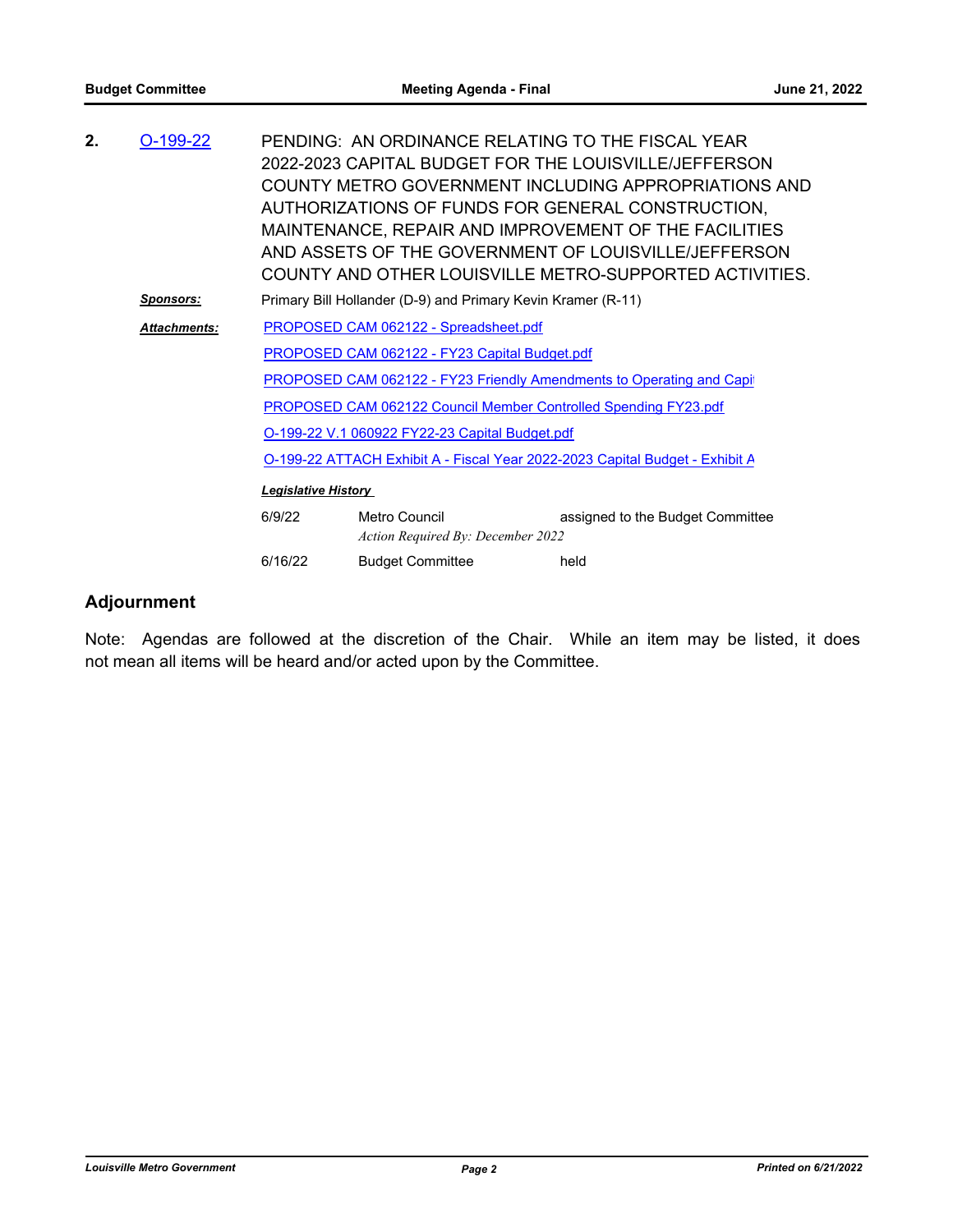**2.** O-199-22 PENDING: AN ORDINANCE RELATING TO THE FISCAL YEAR 2022-2023 CAPITAL BUDGET FOR THE LOUISVILLE/JEFFERSON COUNTY METRO GOVERNMENT INCLUDING APPROPRIATIONS AND AUTHORIZATIONS OF FUNDS FOR GENERAL CONSTRUCTION, MAINTENANCE, REPAIR AND IMPROVEMENT OF THE FACILITIES AND ASSETS OF THE GOVERNMENT OF LOUISVILLE/JEFFERSON COUNTY AND OTHER LOUISVILLE METRO-SUPPORTED ACTIVITIES.

***Sponsors:*** Primary Bill Hollander (D-9) and Primary Kevin Kramer (R-11)

***Attachments:***

PROPOSED CAM 062122 - Spreadsheet.pdf

PROPOSED CAM 062122 - FY23 Capital Budget.pdf

PROPOSED CAM 062122 - FY23 Friendly Amendments to Operating and Capi

PROPOSED CAM 062122 Council Member Controlled Spending FY23.pdf

O-199-22 V.1 060922 FY22-23 Capital Budget.pdf

O-199-22 ATTACH Exhibit A - Fiscal Year 2022-2023 Capital Budget - Exhibit A

***Legislative History***

| | | |
|---|---|---|
| 6/9/22 | Metro Council<br>*Action Required By: December 2022* | assigned to the Budget Committee |
| 6/16/22 | Budget Committee | held |

## Adjournment

Note: Agendas are followed at the discretion of the Chair. While an item may be listed, it does not mean all items will be heard and/or acted upon by the Committee.